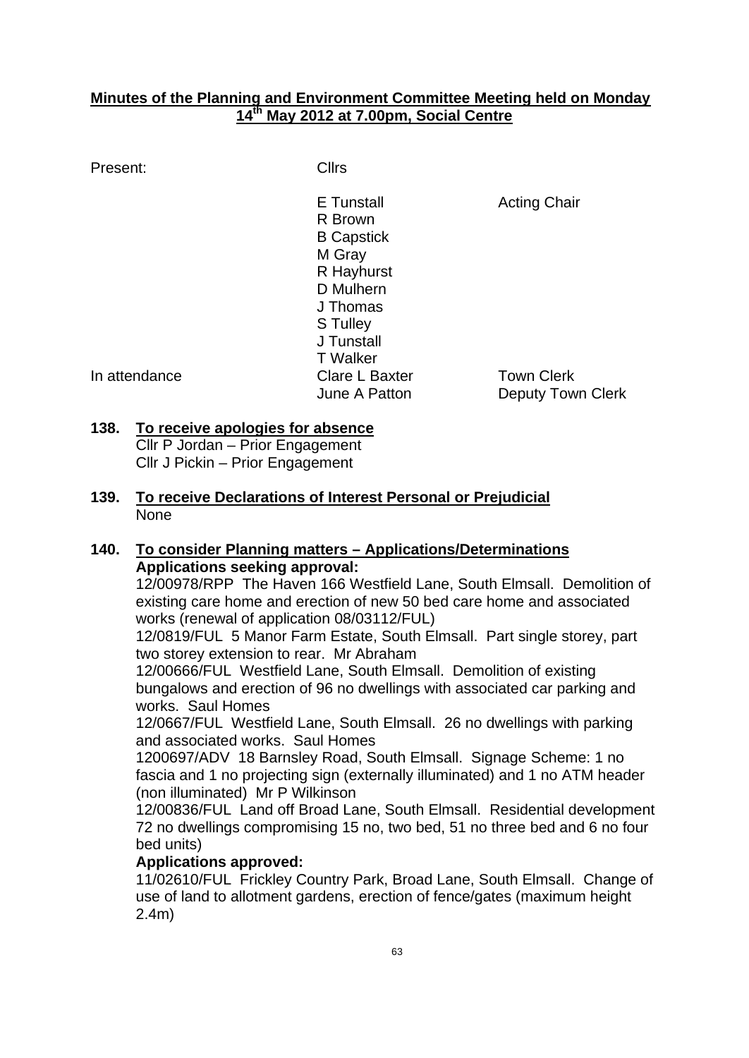# Minutes of the Planning and Environment Committee Meeting held on Monday 14th May 2012 at 7.00pm, Social Centre

| Present: | Cllrs | |
|---|---|---|
| | E Tunstall | Acting Chair |
| | R Brown | |
| | B Capstick | |
| | M Gray | |
| | R Hayhurst | |
| | D Mulhern | |
| | J Thomas | |
| | S Tulley | |
| | J Tunstall | |
| | T Walker | |
| In attendance | Clare L Baxter | Town Clerk |
| | June A Patton | Deputy Town Clerk |

**138. To receive apologies for absence**

Cllr P Jordan – Prior Engagement
Cllr J Pickin – Prior Engagement

**139. To receive Declarations of Interest Personal or Prejudicial**

None

**140. To consider Planning matters – Applications/Determinations**

**Applications seeking approval:**

12/00978/RPP The Haven 166 Westfield Lane, South Elmsall. Demolition of existing care home and erection of new 50 bed care home and associated works (renewal of application 08/03112/FUL)

12/0819/FUL 5 Manor Farm Estate, South Elmsall. Part single storey, part two storey extension to rear. Mr Abraham

12/00666/FUL Westfield Lane, South Elmsall. Demolition of existing bungalows and erection of 96 no dwellings with associated car parking and works. Saul Homes

12/0667/FUL Westfield Lane, South Elmsall. 26 no dwellings with parking and associated works. Saul Homes

1200697/ADV 18 Barnsley Road, South Elmsall. Signage Scheme: 1 no fascia and 1 no projecting sign (externally illuminated) and 1 no ATM header (non illuminated) Mr P Wilkinson

12/00836/FUL Land off Broad Lane, South Elmsall. Residential development 72 no dwellings compromising 15 no, two bed, 51 no three bed and 6 no four bed units)

**Applications approved:**

11/02610/FUL Frickley Country Park, Broad Lane, South Elmsall. Change of use of land to allotment gardens, erection of fence/gates (maximum height 2.4m)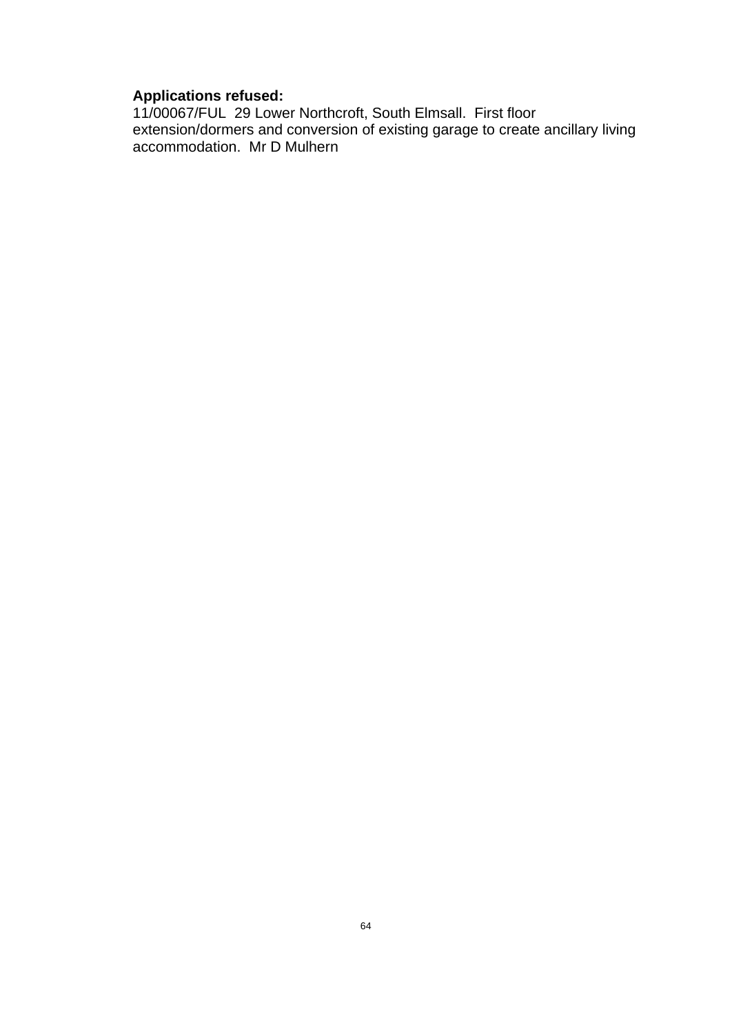**Applications refused:**
11/00067/FUL  29 Lower Northcroft, South Elmsall.  First floor extension/dormers and conversion of existing garage to create ancillary living accommodation.  Mr D Mulhern